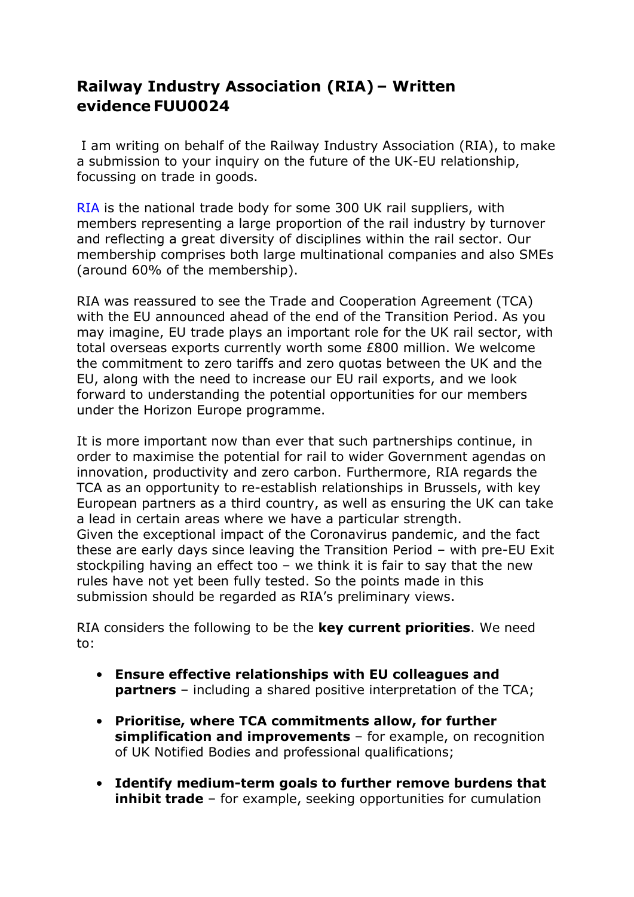# Railway Industry Association (RIA) – Written evidence FUU0024

I am writing on behalf of the Railway Industry Association (RIA), to make a submission to your inquiry on the future of the UK-EU relationship, focussing on trade in goods.

RIA is the national trade body for some 300 UK rail suppliers, with members representing a large proportion of the rail industry by turnover and reflecting a great diversity of disciplines within the rail sector. Our membership comprises both large multinational companies and also SMEs (around 60% of the membership).

RIA was reassured to see the Trade and Cooperation Agreement (TCA) with the EU announced ahead of the end of the Transition Period. As you may imagine, EU trade plays an important role for the UK rail sector, with total overseas exports currently worth some £800 million. We welcome the commitment to zero tariffs and zero quotas between the UK and the EU, along with the need to increase our EU rail exports, and we look forward to understanding the potential opportunities for our members under the Horizon Europe programme.

It is more important now than ever that such partnerships continue, in order to maximise the potential for rail to wider Government agendas on innovation, productivity and zero carbon. Furthermore, RIA regards the TCA as an opportunity to re-establish relationships in Brussels, with key European partners as a third country, as well as ensuring the UK can take a lead in certain areas where we have a particular strength.
Given the exceptional impact of the Coronavirus pandemic, and the fact these are early days since leaving the Transition Period – with pre-EU Exit stockpiling having an effect too – we think it is fair to say that the new rules have not yet been fully tested. So the points made in this submission should be regarded as RIA's preliminary views.

RIA considers the following to be the **key current priorities**. We need to:

- **Ensure effective relationships with EU colleagues and partners** – including a shared positive interpretation of the TCA;
- **Prioritise, where TCA commitments allow, for further simplification and improvements** – for example, on recognition of UK Notified Bodies and professional qualifications;
- **Identify medium-term goals to further remove burdens that inhibit trade** – for example, seeking opportunities for cumulation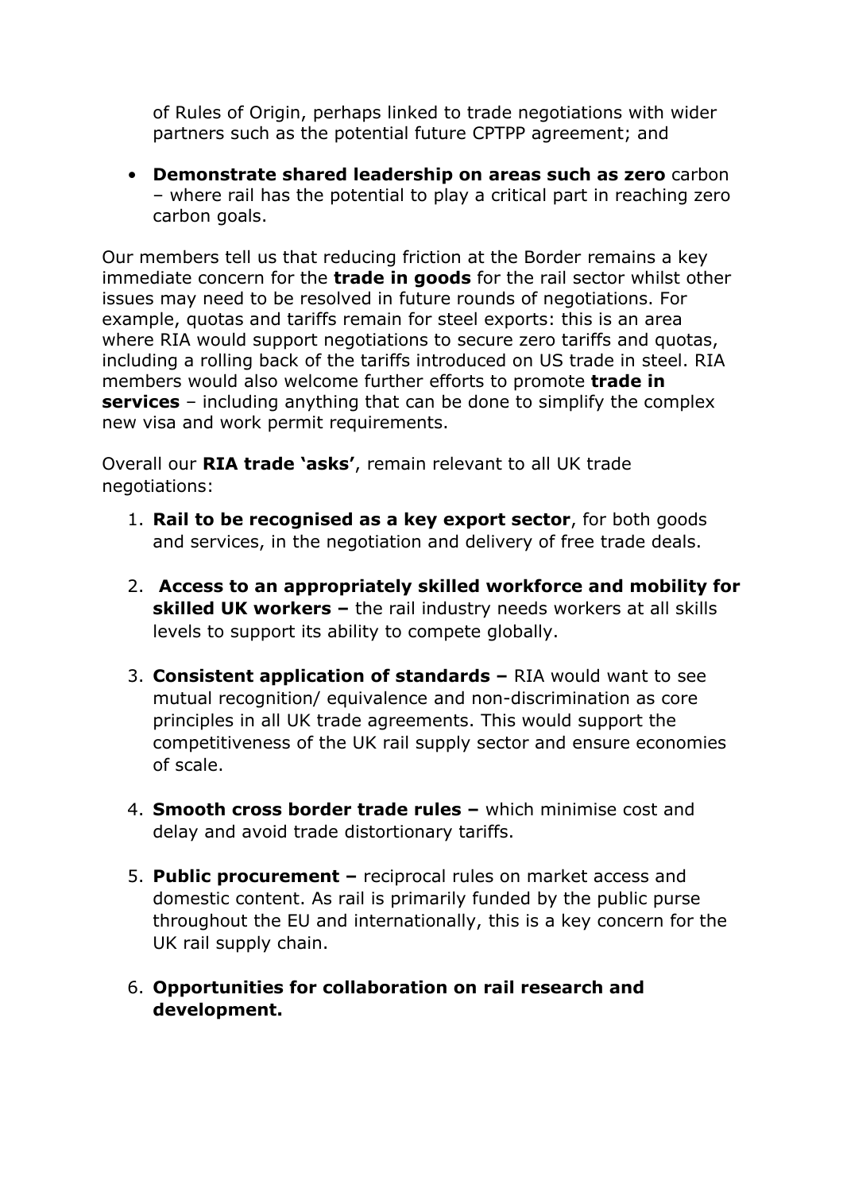of Rules of Origin, perhaps linked to trade negotiations with wider partners such as the potential future CPTPP agreement; and

- **Demonstrate shared leadership on areas such as zero** carbon – where rail has the potential to play a critical part in reaching zero carbon goals.

Our members tell us that reducing friction at the Border remains a key immediate concern for the **trade in goods** for the rail sector whilst other issues may need to be resolved in future rounds of negotiations. For example, quotas and tariffs remain for steel exports: this is an area where RIA would support negotiations to secure zero tariffs and quotas, including a rolling back of the tariffs introduced on US trade in steel. RIA members would also welcome further efforts to promote **trade in services** – including anything that can be done to simplify the complex new visa and work permit requirements.

Overall our **RIA trade 'asks'**, remain relevant to all UK trade negotiations:

1. **Rail to be recognised as a key export sector**, for both goods and services, in the negotiation and delivery of free trade deals.

2. **Access to an appropriately skilled workforce and mobility for skilled UK workers –** the rail industry needs workers at all skills levels to support its ability to compete globally.

3. **Consistent application of standards –** RIA would want to see mutual recognition/ equivalence and non-discrimination as core principles in all UK trade agreements. This would support the competitiveness of the UK rail supply sector and ensure economies of scale.

4. **Smooth cross border trade rules –** which minimise cost and delay and avoid trade distortionary tariffs.

5. **Public procurement –** reciprocal rules on market access and domestic content. As rail is primarily funded by the public purse throughout the EU and internationally, this is a key concern for the UK rail supply chain.

6. **Opportunities for collaboration on rail research and development.**